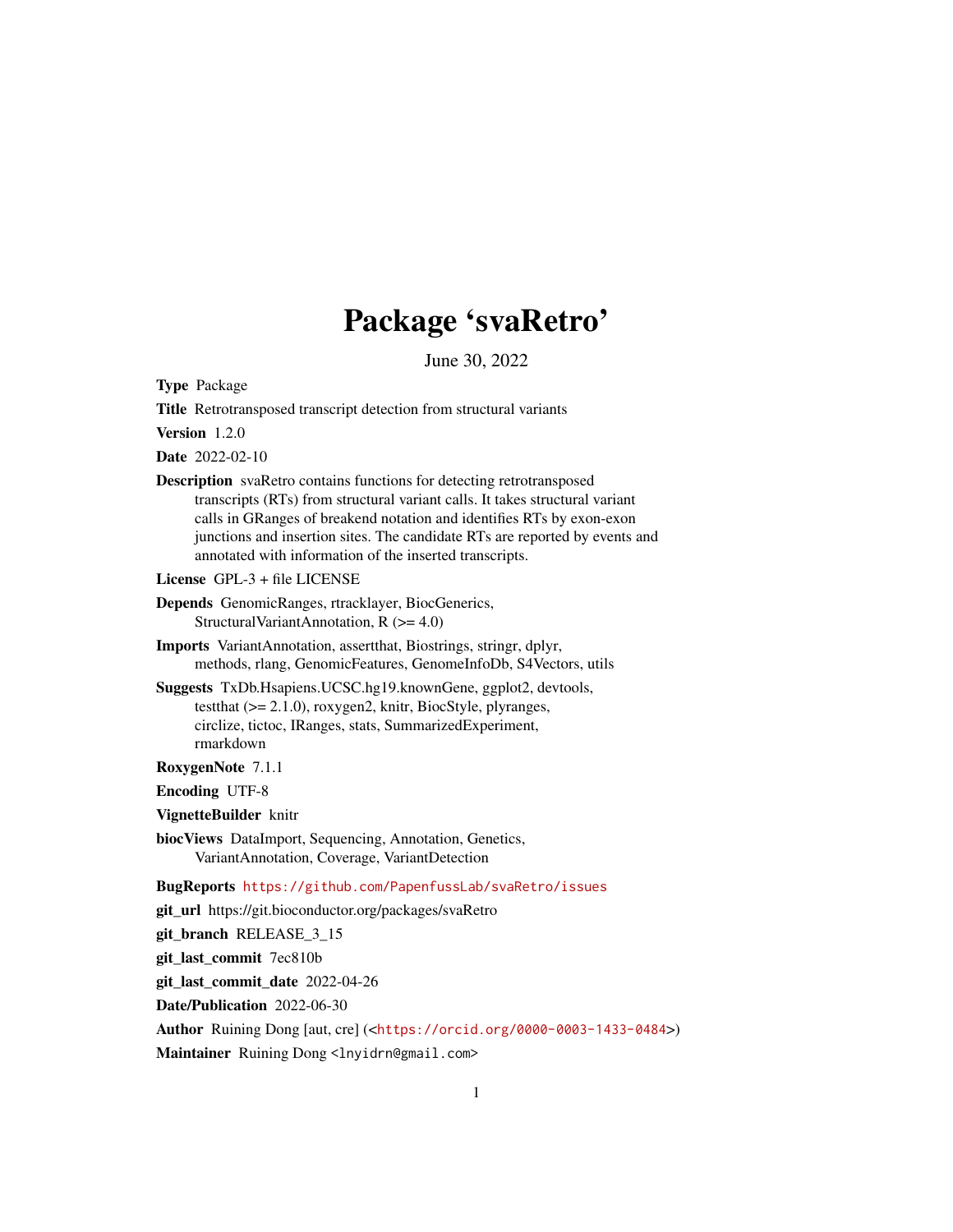# Package 'svaRetro'

June 30, 2022

**Type** Package

**Title** Retrotransposed transcript detection from structural variants

**Version** 1.2.0

**Date** 2022-02-10

**Description** svaRetro contains functions for detecting retrotransposed transcripts (RTs) from structural variant calls. It takes structural variant calls in GRanges of breakend notation and identifies RTs by exon-exon junctions and insertion sites. The candidate RTs are reported by events and annotated with information of the inserted transcripts.

**License** GPL-3 + file LICENSE

**Depends** GenomicRanges, rtracklayer, BiocGenerics, StructuralVariantAnnotation, R (>= 4.0)

**Imports** VariantAnnotation, assertthat, Biostrings, stringr, dplyr, methods, rlang, GenomicFeatures, GenomeInfoDb, S4Vectors, utils

**Suggests** TxDb.Hsapiens.UCSC.hg19.knownGene, ggplot2, devtools, testthat (>= 2.1.0), roxygen2, knitr, BiocStyle, plyranges, circlize, tictoc, IRanges, stats, SummarizedExperiment, rmarkdown

**RoxygenNote** 7.1.1

**Encoding** UTF-8

**VignetteBuilder** knitr

**biocViews** DataImport, Sequencing, Annotation, Genetics, VariantAnnotation, Coverage, VariantDetection

**BugReports** https://github.com/PapenfussLab/svaRetro/issues

**git_url** https://git.bioconductor.org/packages/svaRetro

**git_branch** RELEASE_3_15

**git_last_commit** 7ec810b

**git_last_commit_date** 2022-04-26

**Date/Publication** 2022-06-30

**Author** Ruining Dong [aut, cre] (<https://orcid.org/0000-0003-1433-0484>)

**Maintainer** Ruining Dong <lnyidrn@gmail.com>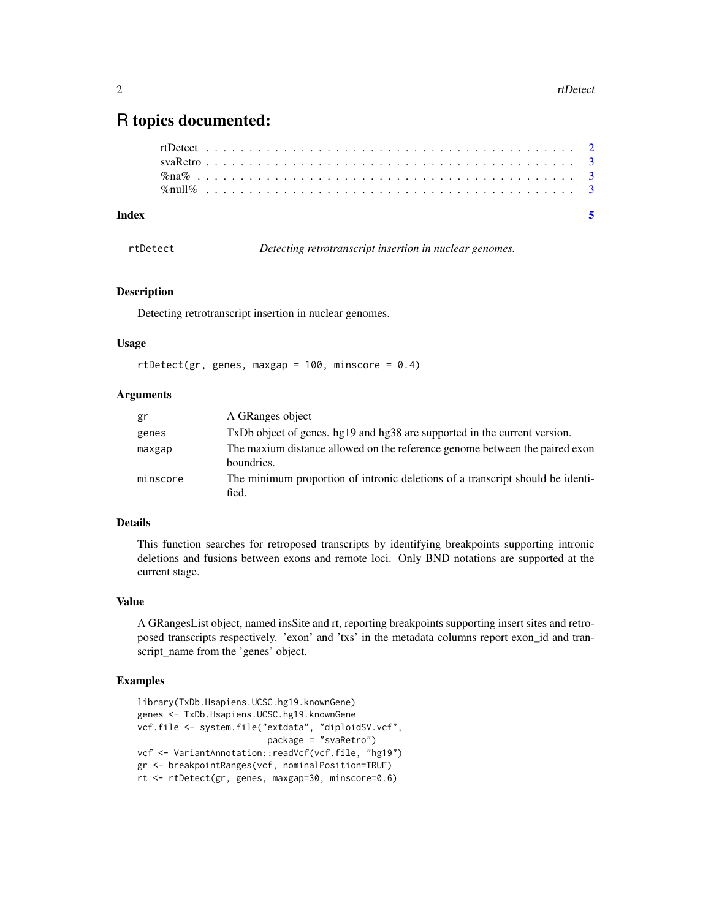# R topics documented:

rtDetect . . . . . . . . . . . . . . . . . . . . . . . . . . . . . . . . . . . . . . . 2
svaRetro . . . . . . . . . . . . . . . . . . . . . . . . . . . . . . . . . . . . . . . 3
%na% . . . . . . . . . . . . . . . . . . . . . . . . . . . . . . . . . . . . . . . . 3
%null% . . . . . . . . . . . . . . . . . . . . . . . . . . . . . . . . . . . . . . . 3

**Index** **5**

---

## rtDetect — *Detecting retrotranscript insertion in nuclear genomes.*

### Description

Detecting retrotranscript insertion in nuclear genomes.

### Usage

```
rtDetect(gr, genes, maxgap = 100, minscore = 0.4)
```

### Arguments

| | |
|---|---|
| gr | A GRanges object |
| genes | TxDb object of genes. hg19 and hg38 are supported in the current version. |
| maxgap | The maxium distance allowed on the reference genome between the paired exon boundries. |
| minscore | The minimum proportion of intronic deletions of a transcript should be identified. |

### Details

This function searches for retroposed transcripts by identifying breakpoints supporting intronic deletions and fusions between exons and remote loci. Only BND notations are supported at the current stage.

### Value

A GRangesList object, named insSite and rt, reporting breakpoints supporting insert sites and retroposed transcripts respectively. 'exon' and 'txs' in the metadata columns report exon_id and transcript_name from the 'genes' object.

### Examples

```
library(TxDb.Hsapiens.UCSC.hg19.knownGene)
genes <- TxDb.Hsapiens.UCSC.hg19.knownGene
vcf.file <- system.file("extdata", "diploidSV.vcf",
                        package = "svaRetro")
vcf <- VariantAnnotation::readVcf(vcf.file, "hg19")
gr <- breakpointRanges(vcf, nominalPosition=TRUE)
rt <- rtDetect(gr, genes, maxgap=30, minscore=0.6)
```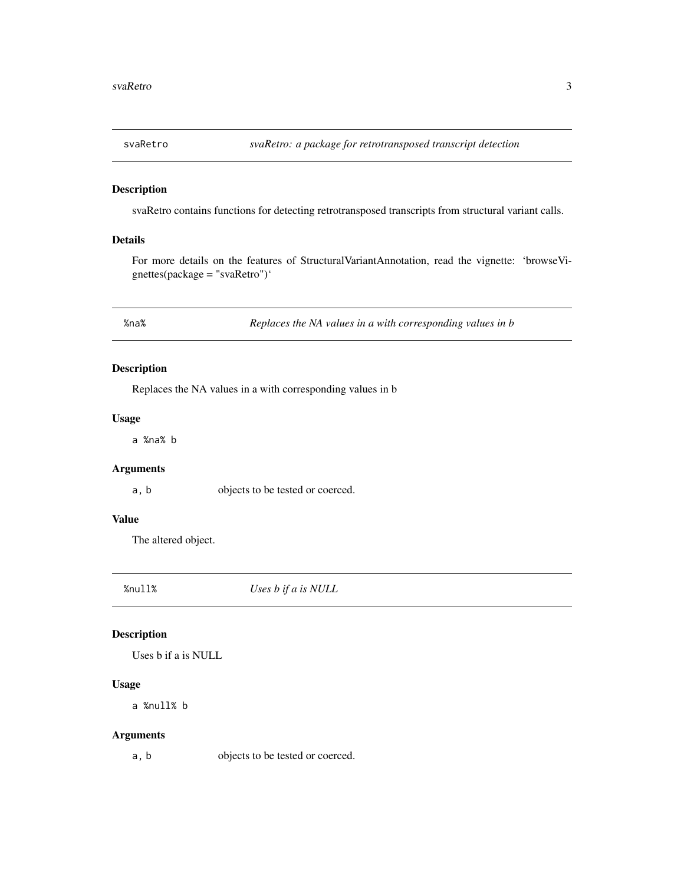## svaRetro — *svaRetro: a package for retrotransposed transcript detection*

### Description

svaRetro contains functions for detecting retrotransposed transcripts from structural variant calls.

### Details

For more details on the features of StructuralVariantAnnotation, read the vignette: 'browseVignettes(package = "svaRetro")'

## %na% — *Replaces the NA values in a with corresponding values in b*

### Description

Replaces the NA values in a with corresponding values in b

### Usage

```
a %na% b
```

### Arguments

| | |
|---|---|
| `a, b` | objects to be tested or coerced. |

### Value

The altered object.

## %null% — *Uses b if a is NULL*

### Description

Uses b if a is NULL

### Usage

```
a %null% b
```

### Arguments

| | |
|---|---|
| `a, b` | objects to be tested or coerced. |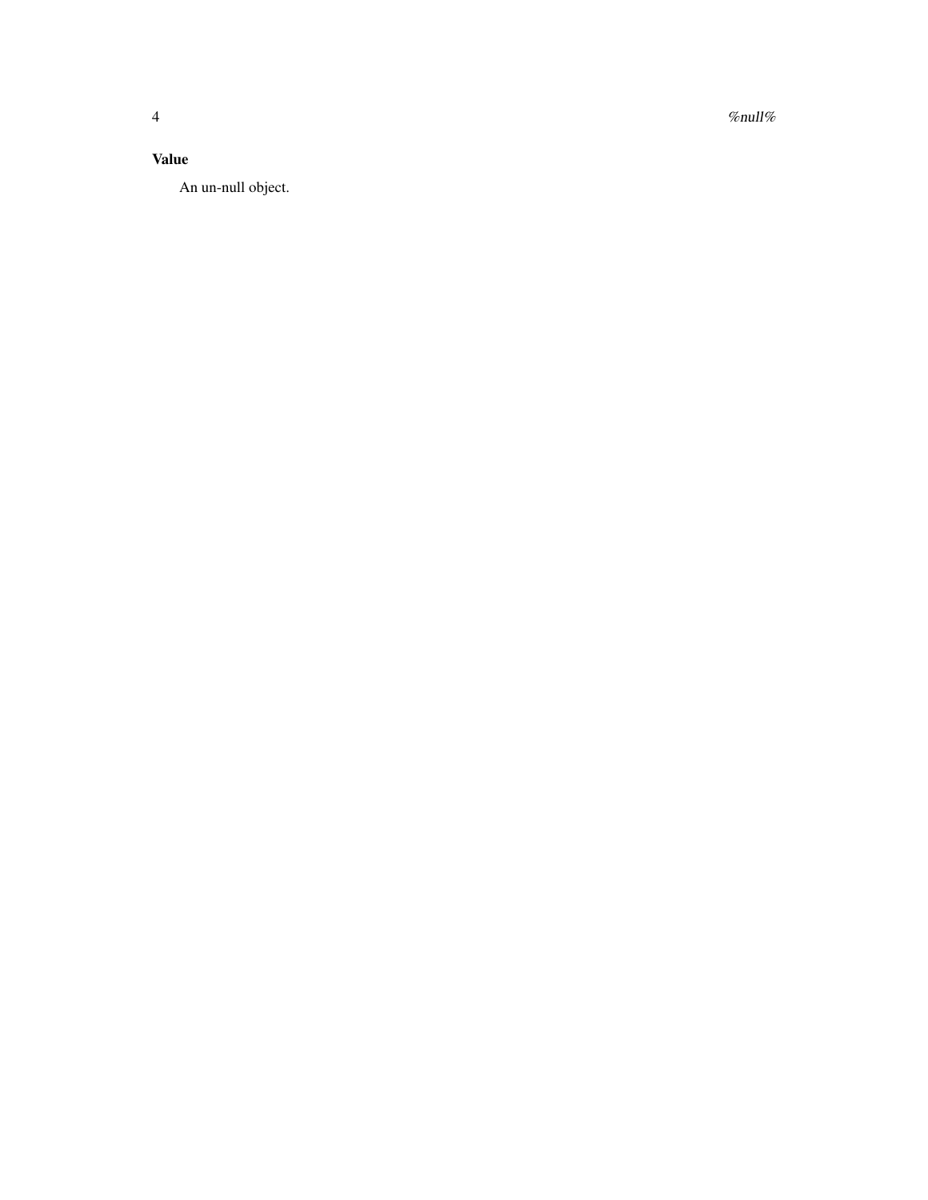### Value

An un-null object.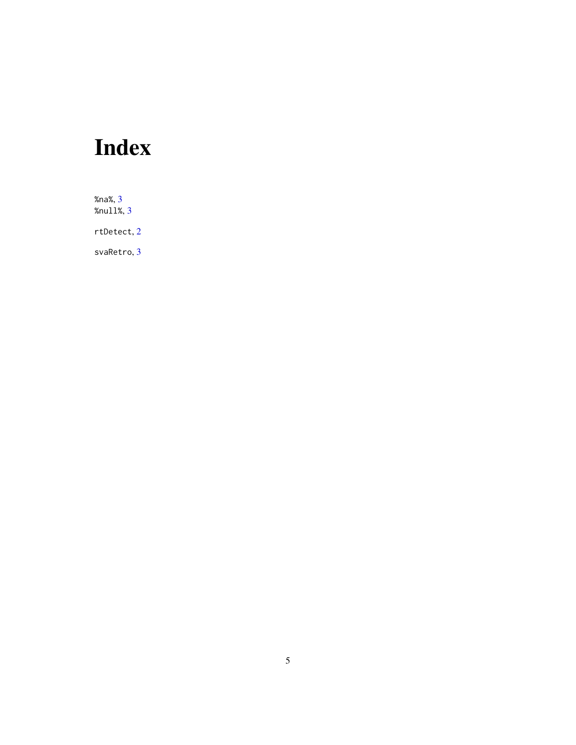# Index

%na%, 3
%null%, 3

rtDetect, 2

svaRetro, 3